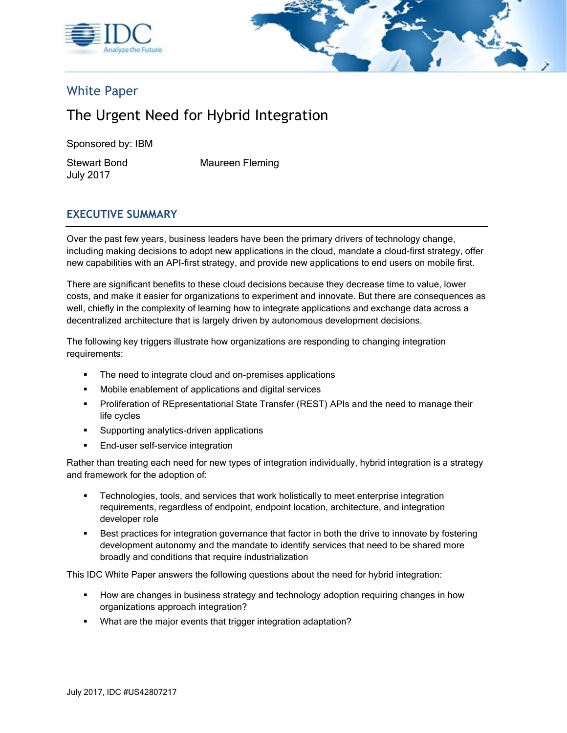White Paper

# The Urgent Need for Hybrid Integration

Sponsored by: IBM

Stewart Bond
July 2017

Maureen Fleming

## EXECUTIVE SUMMARY

Over the past few years, business leaders have been the primary drivers of technology change, including making decisions to adopt new applications in the cloud, mandate a cloud-first strategy, offer new capabilities with an API-first strategy, and provide new applications to end users on mobile first.

There are significant benefits to these cloud decisions because they decrease time to value, lower costs, and make it easier for organizations to experiment and innovate. But there are consequences as well, chiefly in the complexity of learning how to integrate applications and exchange data across a decentralized architecture that is largely driven by autonomous development decisions.

The following key triggers illustrate how organizations are responding to changing integration requirements:

- The need to integrate cloud and on-premises applications
- Mobile enablement of applications and digital services
- Proliferation of REpresentational State Transfer (REST) APIs and the need to manage their life cycles
- Supporting analytics-driven applications
- End-user self-service integration

Rather than treating each need for new types of integration individually, hybrid integration is a strategy and framework for the adoption of:

- Technologies, tools, and services that work holistically to meet enterprise integration requirements, regardless of endpoint, endpoint location, architecture, and integration developer role
- Best practices for integration governance that factor in both the drive to innovate by fostering development autonomy and the mandate to identify services that need to be shared more broadly and conditions that require industrialization

This IDC White Paper answers the following questions about the need for hybrid integration:

- How are changes in business strategy and technology adoption requiring changes in how organizations approach integration?
- What are the major events that trigger integration adaptation?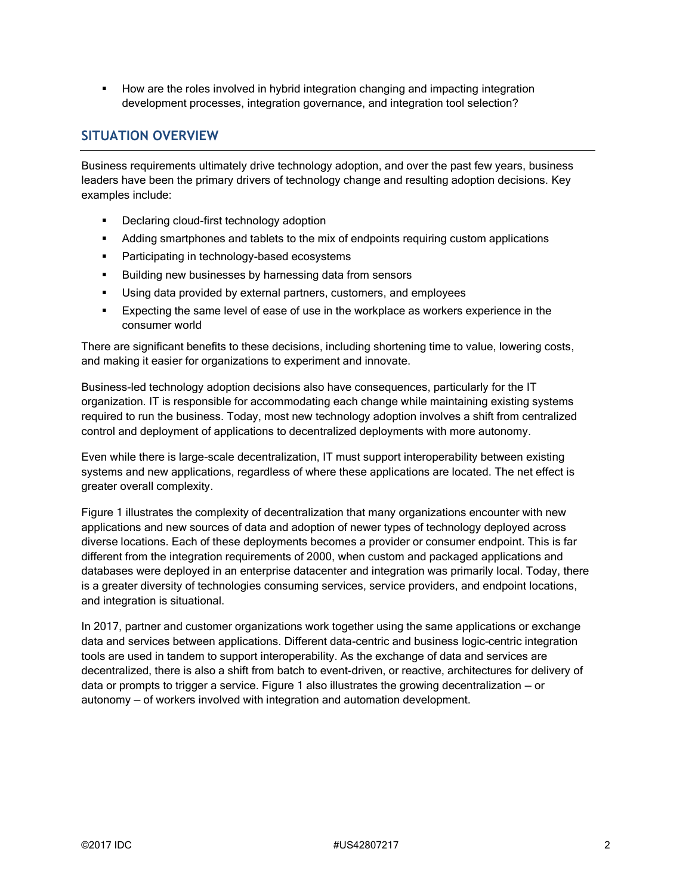- How are the roles involved in hybrid integration changing and impacting integration development processes, integration governance, and integration tool selection?

## SITUATION OVERVIEW

Business requirements ultimately drive technology adoption, and over the past few years, business leaders have been the primary drivers of technology change and resulting adoption decisions. Key examples include:

- Declaring cloud-first technology adoption
- Adding smartphones and tablets to the mix of endpoints requiring custom applications
- Participating in technology-based ecosystems
- Building new businesses by harnessing data from sensors
- Using data provided by external partners, customers, and employees
- Expecting the same level of ease of use in the workplace as workers experience in the consumer world

There are significant benefits to these decisions, including shortening time to value, lowering costs, and making it easier for organizations to experiment and innovate.

Business-led technology adoption decisions also have consequences, particularly for the IT organization. IT is responsible for accommodating each change while maintaining existing systems required to run the business. Today, most new technology adoption involves a shift from centralized control and deployment of applications to decentralized deployments with more autonomy.

Even while there is large-scale decentralization, IT must support interoperability between existing systems and new applications, regardless of where these applications are located. The net effect is greater overall complexity.

Figure 1 illustrates the complexity of decentralization that many organizations encounter with new applications and new sources of data and adoption of newer types of technology deployed across diverse locations. Each of these deployments becomes a provider or consumer endpoint. This is far different from the integration requirements of 2000, when custom and packaged applications and databases were deployed in an enterprise datacenter and integration was primarily local. Today, there is a greater diversity of technologies consuming services, service providers, and endpoint locations, and integration is situational.

In 2017, partner and customer organizations work together using the same applications or exchange data and services between applications. Different data-centric and business logic–centric integration tools are used in tandem to support interoperability. As the exchange of data and services are decentralized, there is also a shift from batch to event-driven, or reactive, architectures for delivery of data or prompts to trigger a service. Figure 1 also illustrates the growing decentralization — or autonomy — of workers involved with integration and automation development.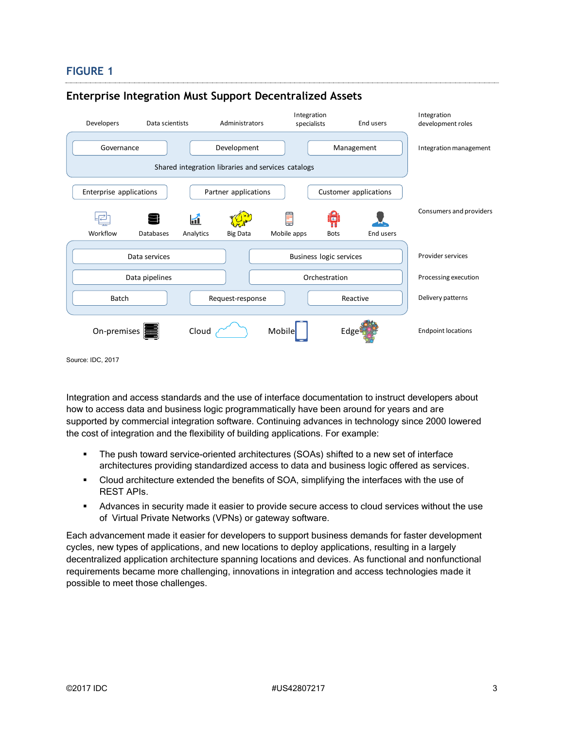## FIGURE 1

### Enterprise Integration Must Support Decentralized Assets

| Layer | Components |
|---|---|
| Integration development roles | Developers, Data scientists, Administrators, Integration specialists, End users |
| Integration management | Governance, Development, Management; Shared integration libraries and services catalogs |
| Consumers and providers | Enterprise applications, Partner applications, Customer applications; Workflow, Databases, Analytics, Big Data, Mobile apps, Bots, End users |
| Provider services | Data services, Business logic services |
| Processing execution | Data pipelines, Orchestration |
| Delivery patterns | Batch, Request-response, Reactive |
| Endpoint locations | On-premises, Cloud, Mobile, Edge |

Source: IDC, 2017

Integration and access standards and the use of interface documentation to instruct developers about how to access data and business logic programmatically have been around for years and are supported by commercial integration software. Continuing advances in technology since 2000 lowered the cost of integration and the flexibility of building applications. For example:

- The push toward service-oriented architectures (SOAs) shifted to a new set of interface architectures providing standardized access to data and business logic offered as services.
- Cloud architecture extended the benefits of SOA, simplifying the interfaces with the use of REST APIs.
- Advances in security made it easier to provide secure access to cloud services without the use of Virtual Private Networks (VPNs) or gateway software.

Each advancement made it easier for developers to support business demands for faster development cycles, new types of applications, and new locations to deploy applications, resulting in a largely decentralized application architecture spanning locations and devices. As functional and nonfunctional requirements became more challenging, innovations in integration and access technologies made it possible to meet those challenges.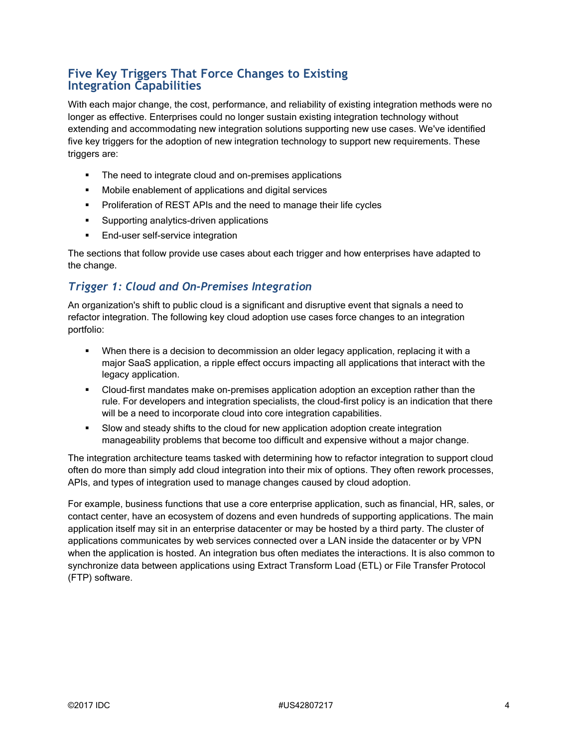## Five Key Triggers That Force Changes to Existing Integration Capabilities

With each major change, the cost, performance, and reliability of existing integration methods were no longer as effective. Enterprises could no longer sustain existing integration technology without extending and accommodating new integration solutions supporting new use cases. We've identified five key triggers for the adoption of new integration technology to support new requirements. These triggers are:

- The need to integrate cloud and on-premises applications
- Mobile enablement of applications and digital services
- Proliferation of REST APIs and the need to manage their life cycles
- Supporting analytics-driven applications
- End-user self-service integration

The sections that follow provide use cases about each trigger and how enterprises have adapted to the change.

### *Trigger 1: Cloud and On-Premises Integration*

An organization's shift to public cloud is a significant and disruptive event that signals a need to refactor integration. The following key cloud adoption use cases force changes to an integration portfolio:

- When there is a decision to decommission an older legacy application, replacing it with a major SaaS application, a ripple effect occurs impacting all applications that interact with the legacy application.
- Cloud-first mandates make on-premises application adoption an exception rather than the rule. For developers and integration specialists, the cloud-first policy is an indication that there will be a need to incorporate cloud into core integration capabilities.
- Slow and steady shifts to the cloud for new application adoption create integration manageability problems that become too difficult and expensive without a major change.

The integration architecture teams tasked with determining how to refactor integration to support cloud often do more than simply add cloud integration into their mix of options. They often rework processes, APIs, and types of integration used to manage changes caused by cloud adoption.

For example, business functions that use a core enterprise application, such as financial, HR, sales, or contact center, have an ecosystem of dozens and even hundreds of supporting applications. The main application itself may sit in an enterprise datacenter or may be hosted by a third party. The cluster of applications communicates by web services connected over a LAN inside the datacenter or by VPN when the application is hosted. An integration bus often mediates the interactions. It is also common to synchronize data between applications using Extract Transform Load (ETL) or File Transfer Protocol (FTP) software.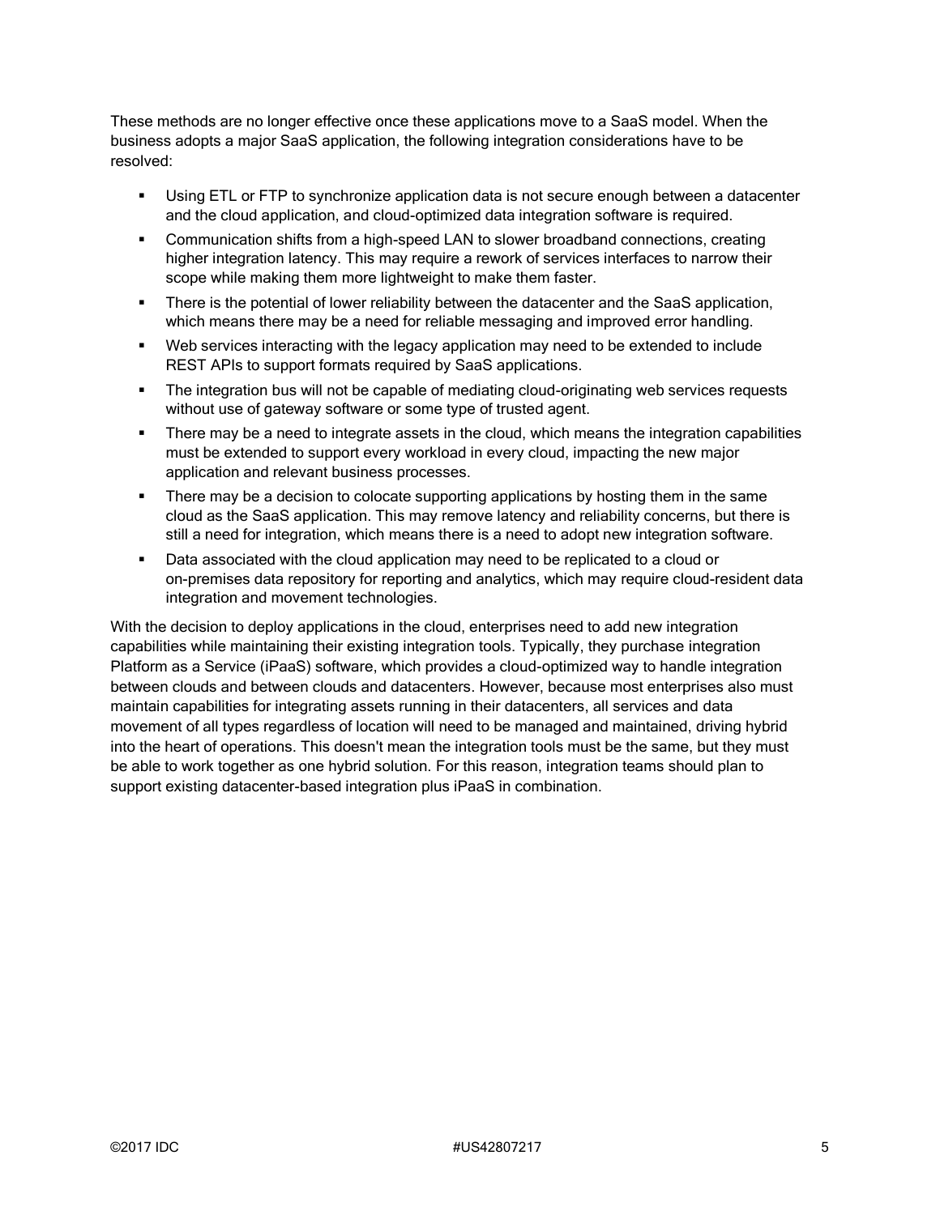These methods are no longer effective once these applications move to a SaaS model. When the business adopts a major SaaS application, the following integration considerations have to be resolved:

- Using ETL or FTP to synchronize application data is not secure enough between a datacenter and the cloud application, and cloud-optimized data integration software is required.
- Communication shifts from a high-speed LAN to slower broadband connections, creating higher integration latency. This may require a rework of services interfaces to narrow their scope while making them more lightweight to make them faster.
- There is the potential of lower reliability between the datacenter and the SaaS application, which means there may be a need for reliable messaging and improved error handling.
- Web services interacting with the legacy application may need to be extended to include REST APIs to support formats required by SaaS applications.
- The integration bus will not be capable of mediating cloud-originating web services requests without use of gateway software or some type of trusted agent.
- There may be a need to integrate assets in the cloud, which means the integration capabilities must be extended to support every workload in every cloud, impacting the new major application and relevant business processes.
- There may be a decision to colocate supporting applications by hosting them in the same cloud as the SaaS application. This may remove latency and reliability concerns, but there is still a need for integration, which means there is a need to adopt new integration software.
- Data associated with the cloud application may need to be replicated to a cloud or on-premises data repository for reporting and analytics, which may require cloud-resident data integration and movement technologies.

With the decision to deploy applications in the cloud, enterprises need to add new integration capabilities while maintaining their existing integration tools. Typically, they purchase integration Platform as a Service (iPaaS) software, which provides a cloud-optimized way to handle integration between clouds and between clouds and datacenters. However, because most enterprises also must maintain capabilities for integrating assets running in their datacenters, all services and data movement of all types regardless of location will need to be managed and maintained, driving hybrid into the heart of operations. This doesn't mean the integration tools must be the same, but they must be able to work together as one hybrid solution. For this reason, integration teams should plan to support existing datacenter-based integration plus iPaaS in combination.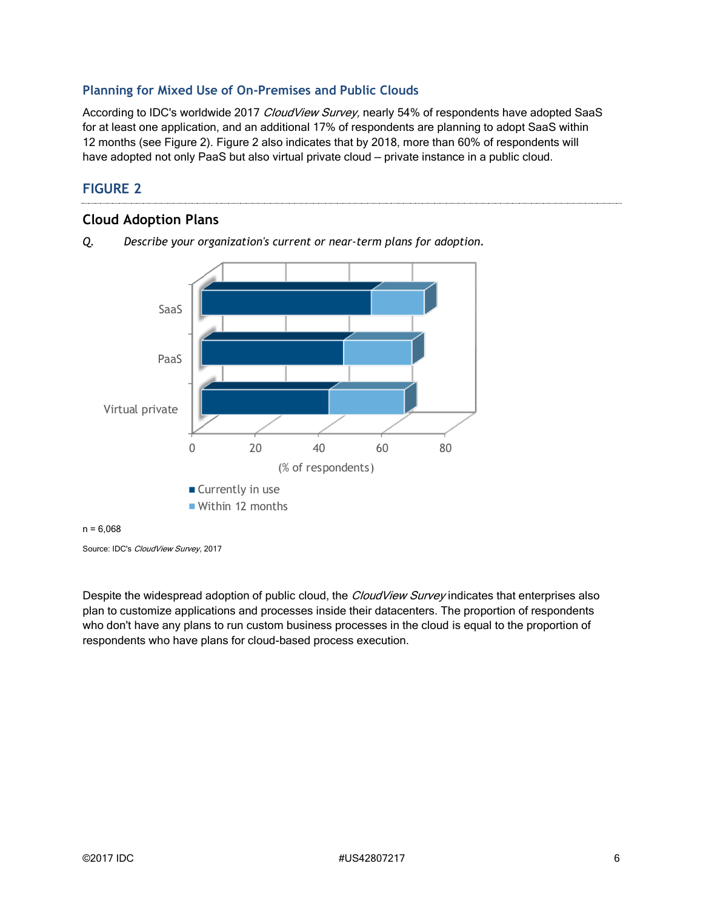### Planning for Mixed Use of On-Premises and Public Clouds

According to IDC's worldwide 2017 *CloudView Survey,* nearly 54% of respondents have adopted SaaS for at least one application, and an additional 17% of respondents are planning to adopt SaaS within 12 months (see Figure 2). Figure 2 also indicates that by 2018, more than 60% of respondents will have adopted not only PaaS but also virtual private cloud – private instance in a public cloud.

## FIGURE 2

### Cloud Adoption Plans

*Q. Describe your organization's current or near-term plans for adoption.*

SaaS

PaaS

Virtual private

0 20 40 60 80

(% of respondents)

■ Currently in use

■ Within 12 months

n = 6,068

Source: IDC's *CloudView Survey*, 2017

Despite the widespread adoption of public cloud, the *CloudView Survey* indicates that enterprises also plan to customize applications and processes inside their datacenters. The proportion of respondents who don't have any plans to run custom business processes in the cloud is equal to the proportion of respondents who have plans for cloud-based process execution.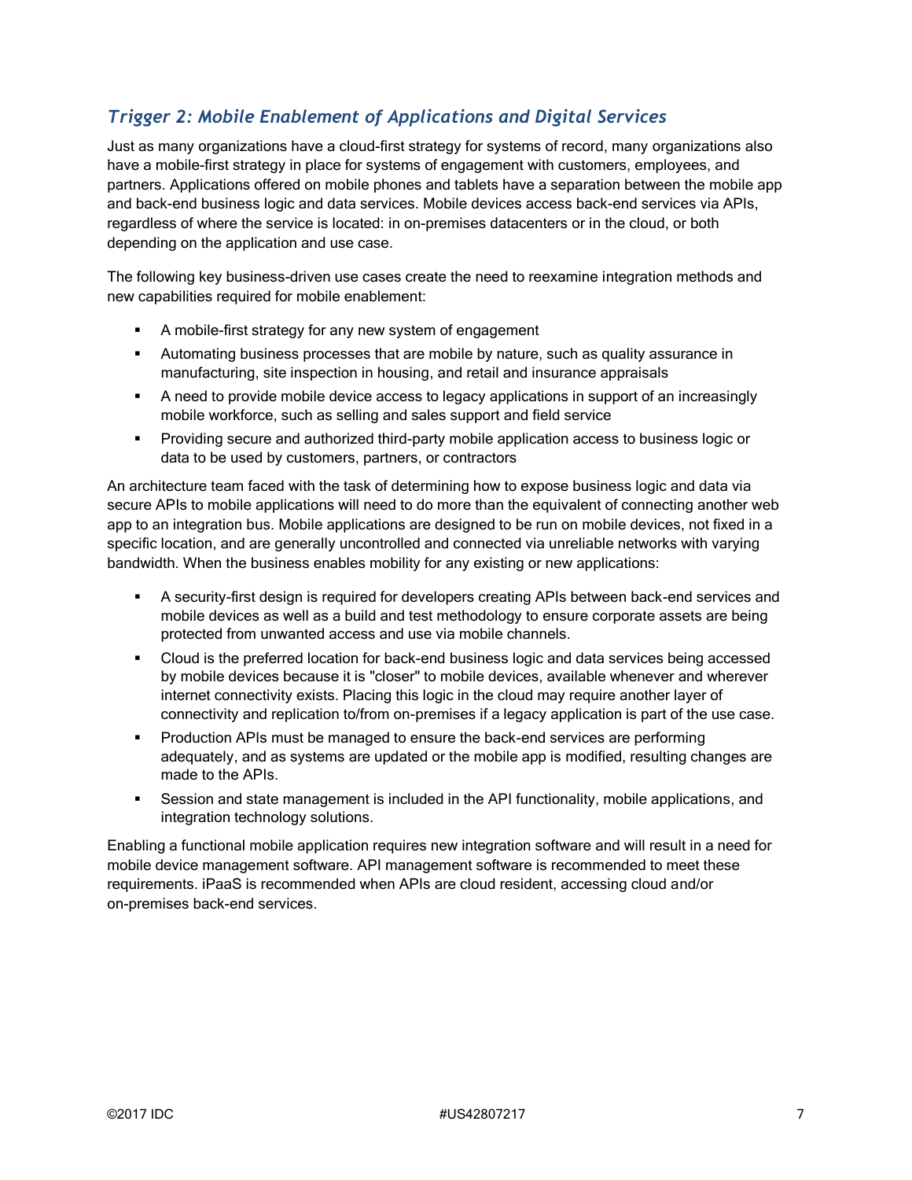### *Trigger 2: Mobile Enablement of Applications and Digital Services*

Just as many organizations have a cloud-first strategy for systems of record, many organizations also have a mobile-first strategy in place for systems of engagement with customers, employees, and partners. Applications offered on mobile phones and tablets have a separation between the mobile app and back-end business logic and data services. Mobile devices access back-end services via APIs, regardless of where the service is located: in on-premises datacenters or in the cloud, or both depending on the application and use case.

The following key business-driven use cases create the need to reexamine integration methods and new capabilities required for mobile enablement:

- A mobile-first strategy for any new system of engagement
- Automating business processes that are mobile by nature, such as quality assurance in manufacturing, site inspection in housing, and retail and insurance appraisals
- A need to provide mobile device access to legacy applications in support of an increasingly mobile workforce, such as selling and sales support and field service
- Providing secure and authorized third-party mobile application access to business logic or data to be used by customers, partners, or contractors

An architecture team faced with the task of determining how to expose business logic and data via secure APIs to mobile applications will need to do more than the equivalent of connecting another web app to an integration bus. Mobile applications are designed to be run on mobile devices, not fixed in a specific location, and are generally uncontrolled and connected via unreliable networks with varying bandwidth. When the business enables mobility for any existing or new applications:

- A security-first design is required for developers creating APIs between back-end services and mobile devices as well as a build and test methodology to ensure corporate assets are being protected from unwanted access and use via mobile channels.
- Cloud is the preferred location for back-end business logic and data services being accessed by mobile devices because it is "closer" to mobile devices, available whenever and wherever internet connectivity exists. Placing this logic in the cloud may require another layer of connectivity and replication to/from on-premises if a legacy application is part of the use case.
- Production APIs must be managed to ensure the back-end services are performing adequately, and as systems are updated or the mobile app is modified, resulting changes are made to the APIs.
- Session and state management is included in the API functionality, mobile applications, and integration technology solutions.

Enabling a functional mobile application requires new integration software and will result in a need for mobile device management software. API management software is recommended to meet these requirements. iPaaS is recommended when APIs are cloud resident, accessing cloud and/or on-premises back-end services.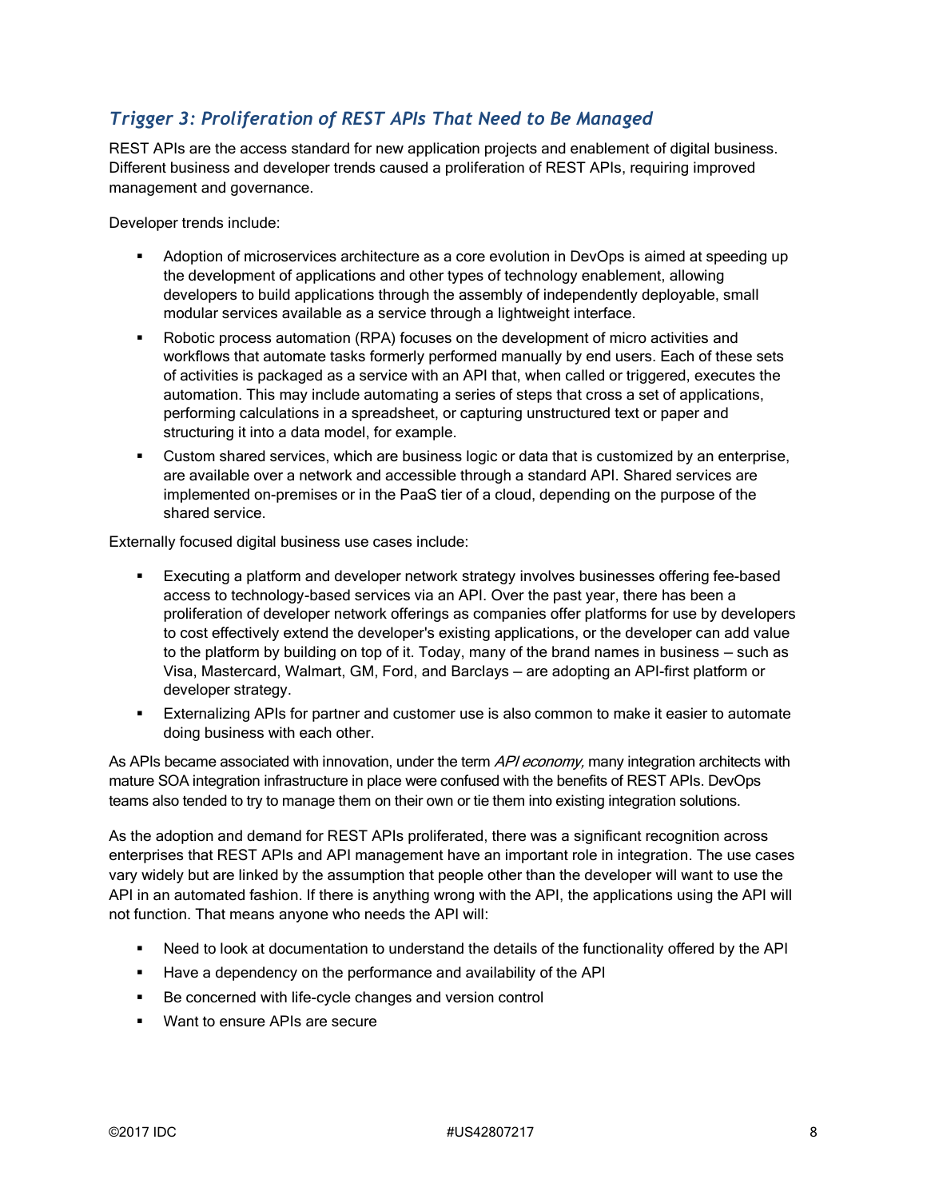### *Trigger 3: Proliferation of REST APIs That Need to Be Managed*

REST APIs are the access standard for new application projects and enablement of digital business. Different business and developer trends caused a proliferation of REST APIs, requiring improved management and governance.

Developer trends include:

- Adoption of microservices architecture as a core evolution in DevOps is aimed at speeding up the development of applications and other types of technology enablement, allowing developers to build applications through the assembly of independently deployable, small modular services available as a service through a lightweight interface.
- Robotic process automation (RPA) focuses on the development of micro activities and workflows that automate tasks formerly performed manually by end users. Each of these sets of activities is packaged as a service with an API that, when called or triggered, executes the automation. This may include automating a series of steps that cross a set of applications, performing calculations in a spreadsheet, or capturing unstructured text or paper and structuring it into a data model, for example.
- Custom shared services, which are business logic or data that is customized by an enterprise, are available over a network and accessible through a standard API. Shared services are implemented on-premises or in the PaaS tier of a cloud, depending on the purpose of the shared service.

Externally focused digital business use cases include:

- Executing a platform and developer network strategy involves businesses offering fee-based access to technology-based services via an API. Over the past year, there has been a proliferation of developer network offerings as companies offer platforms for use by developers to cost effectively extend the developer's existing applications, or the developer can add value to the platform by building on top of it. Today, many of the brand names in business — such as Visa, Mastercard, Walmart, GM, Ford, and Barclays — are adopting an API-first platform or developer strategy.
- Externalizing APIs for partner and customer use is also common to make it easier to automate doing business with each other.

As APIs became associated with innovation, under the term *API economy,* many integration architects with mature SOA integration infrastructure in place were confused with the benefits of REST APIs. DevOps teams also tended to try to manage them on their own or tie them into existing integration solutions.

As the adoption and demand for REST APIs proliferated, there was a significant recognition across enterprises that REST APIs and API management have an important role in integration. The use cases vary widely but are linked by the assumption that people other than the developer will want to use the API in an automated fashion. If there is anything wrong with the API, the applications using the API will not function. That means anyone who needs the API will:

- Need to look at documentation to understand the details of the functionality offered by the API
- Have a dependency on the performance and availability of the API
- Be concerned with life-cycle changes and version control
- Want to ensure APIs are secure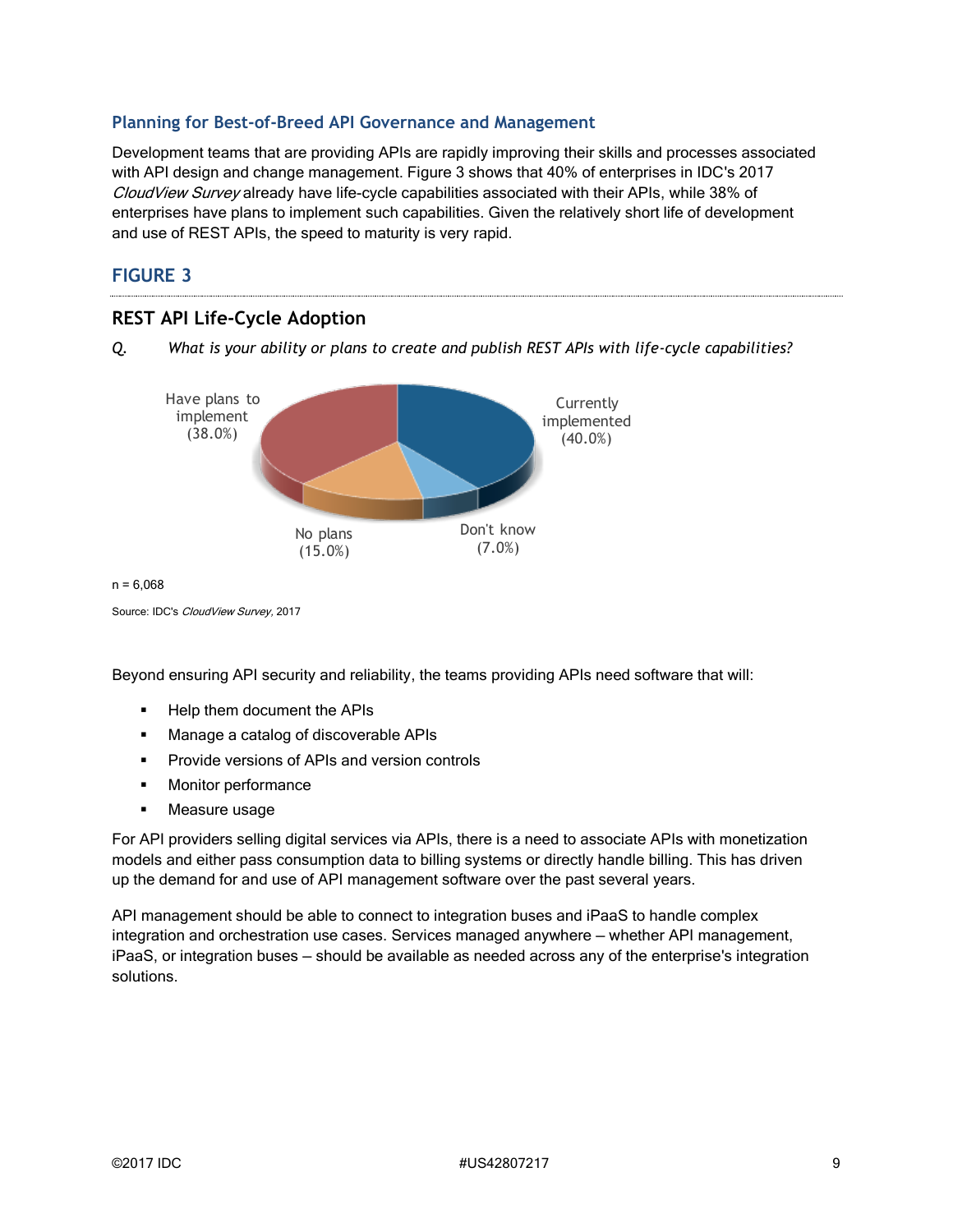## Planning for Best-of-Breed API Governance and Management

Development teams that are providing APIs are rapidly improving their skills and processes associated with API design and change management. Figure 3 shows that 40% of enterprises in IDC's 2017 *CloudView Survey* already have life-cycle capabilities associated with their APIs, while 38% of enterprises have plans to implement such capabilities. Given the relatively short life of development and use of REST APIs, the speed to maturity is very rapid.

## FIGURE 3

### REST API Life-Cycle Adoption

*Q. What is your ability or plans to create and publish REST APIs with life-cycle capabilities?*

Currently implemented (40.0%)

Have plans to implement (38.0%)

No plans (15.0%)

Don't know (7.0%)

n = 6,068

Source: IDC's *CloudView Survey*, 2017

Beyond ensuring API security and reliability, the teams providing APIs need software that will:

- Help them document the APIs
- Manage a catalog of discoverable APIs
- Provide versions of APIs and version controls
- Monitor performance
- Measure usage

For API providers selling digital services via APIs, there is a need to associate APIs with monetization models and either pass consumption data to billing systems or directly handle billing. This has driven up the demand for and use of API management software over the past several years.

API management should be able to connect to integration buses and iPaaS to handle complex integration and orchestration use cases. Services managed anywhere – whether API management, iPaaS, or integration buses – should be available as needed across any of the enterprise's integration solutions.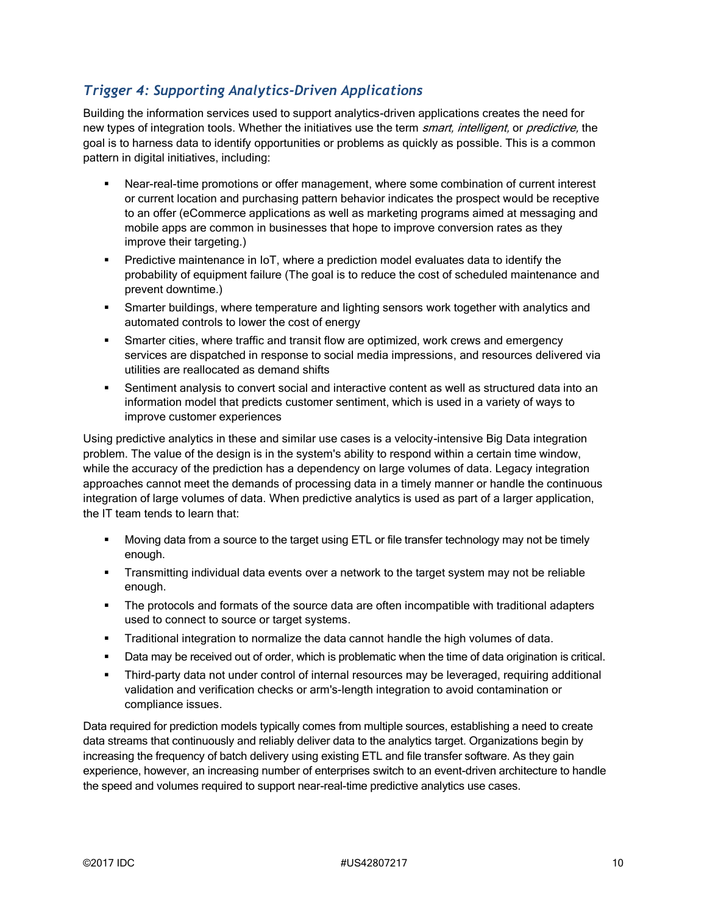### *Trigger 4: Supporting Analytics-Driven Applications*

Building the information services used to support analytics-driven applications creates the need for new types of integration tools. Whether the initiatives use the term *smart, intelligent,* or *predictive,* the goal is to harness data to identify opportunities or problems as quickly as possible. This is a common pattern in digital initiatives, including:

- Near-real-time promotions or offer management, where some combination of current interest or current location and purchasing pattern behavior indicates the prospect would be receptive to an offer (eCommerce applications as well as marketing programs aimed at messaging and mobile apps are common in businesses that hope to improve conversion rates as they improve their targeting.)
- Predictive maintenance in IoT, where a prediction model evaluates data to identify the probability of equipment failure (The goal is to reduce the cost of scheduled maintenance and prevent downtime.)
- Smarter buildings, where temperature and lighting sensors work together with analytics and automated controls to lower the cost of energy
- Smarter cities, where traffic and transit flow are optimized, work crews and emergency services are dispatched in response to social media impressions, and resources delivered via utilities are reallocated as demand shifts
- Sentiment analysis to convert social and interactive content as well as structured data into an information model that predicts customer sentiment, which is used in a variety of ways to improve customer experiences

Using predictive analytics in these and similar use cases is a velocity-intensive Big Data integration problem. The value of the design is in the system's ability to respond within a certain time window, while the accuracy of the prediction has a dependency on large volumes of data. Legacy integration approaches cannot meet the demands of processing data in a timely manner or handle the continuous integration of large volumes of data. When predictive analytics is used as part of a larger application, the IT team tends to learn that:

- Moving data from a source to the target using ETL or file transfer technology may not be timely enough.
- Transmitting individual data events over a network to the target system may not be reliable enough.
- The protocols and formats of the source data are often incompatible with traditional adapters used to connect to source or target systems.
- Traditional integration to normalize the data cannot handle the high volumes of data.
- Data may be received out of order, which is problematic when the time of data origination is critical.
- Third-party data not under control of internal resources may be leveraged, requiring additional validation and verification checks or arm's-length integration to avoid contamination or compliance issues.

Data required for prediction models typically comes from multiple sources, establishing a need to create data streams that continuously and reliably deliver data to the analytics target. Organizations begin by increasing the frequency of batch delivery using existing ETL and file transfer software. As they gain experience, however, an increasing number of enterprises switch to an event-driven architecture to handle the speed and volumes required to support near-real-time predictive analytics use cases.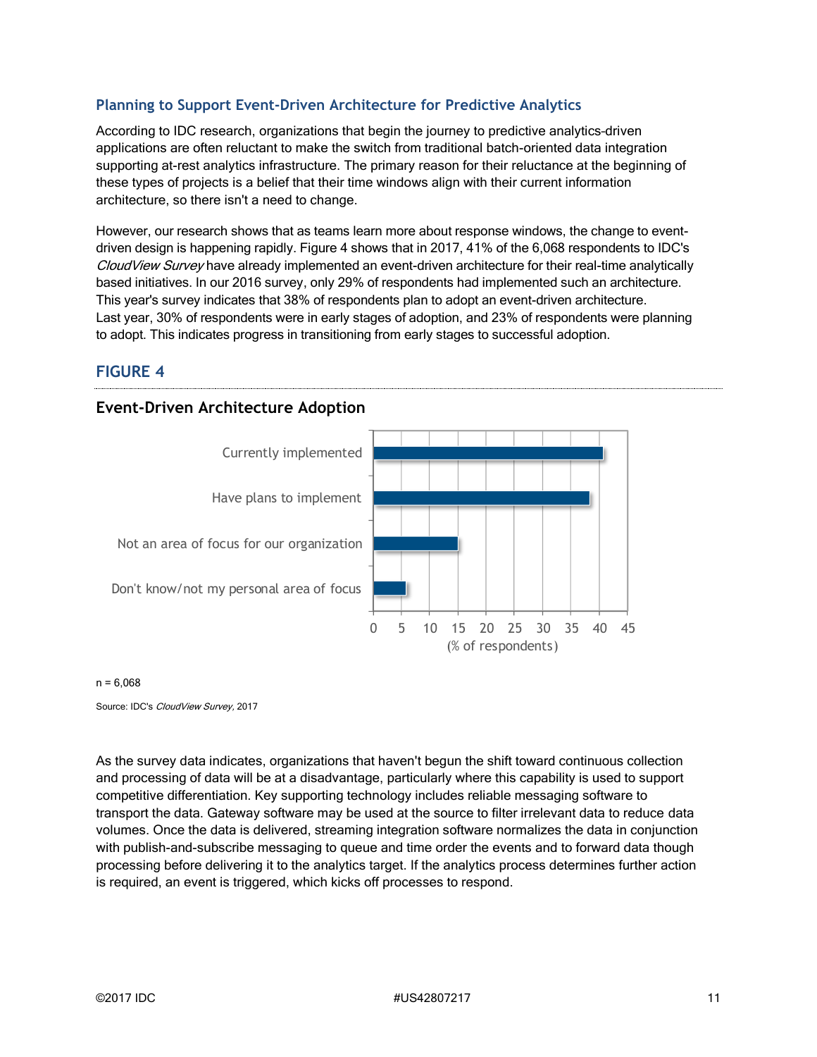## Planning to Support Event-Driven Architecture for Predictive Analytics

According to IDC research, organizations that begin the journey to predictive analytics-driven applications are often reluctant to make the switch from traditional batch-oriented data integration supporting at-rest analytics infrastructure. The primary reason for their reluctance at the beginning of these types of projects is a belief that their time windows align with their current information architecture, so there isn't a need to change.

However, our research shows that as teams learn more about response windows, the change to event-driven design is happening rapidly. Figure 4 shows that in 2017, 41% of the 6,068 respondents to IDC's *CloudView Survey* have already implemented an event-driven architecture for their real-time analytically based initiatives. In our 2016 survey, only 29% of respondents had implemented such an architecture. This year's survey indicates that 38% of respondents plan to adopt an event-driven architecture. Last year, 30% of respondents were in early stages of adoption, and 23% of respondents were planning to adopt. This indicates progress in transitioning from early stages to successful adoption.

## FIGURE 4

### Event-Driven Architecture Adoption

| | (% of respondents) |
|---|---|
| Currently implemented | ~41 |
| Have plans to implement | ~38 |
| Not an area of focus for our organization | ~15 |
| Don't know/not my personal area of focus | ~6 |

n = 6,068

Source: IDC's *CloudView Survey*, 2017

As the survey data indicates, organizations that haven't begun the shift toward continuous collection and processing of data will be at a disadvantage, particularly where this capability is used to support competitive differentiation. Key supporting technology includes reliable messaging software to transport the data. Gateway software may be used at the source to filter irrelevant data to reduce data volumes. Once the data is delivered, streaming integration software normalizes the data in conjunction with publish-and-subscribe messaging to queue and time order the events and to forward data though processing before delivering it to the analytics target. If the analytics process determines further action is required, an event is triggered, which kicks off processes to respond.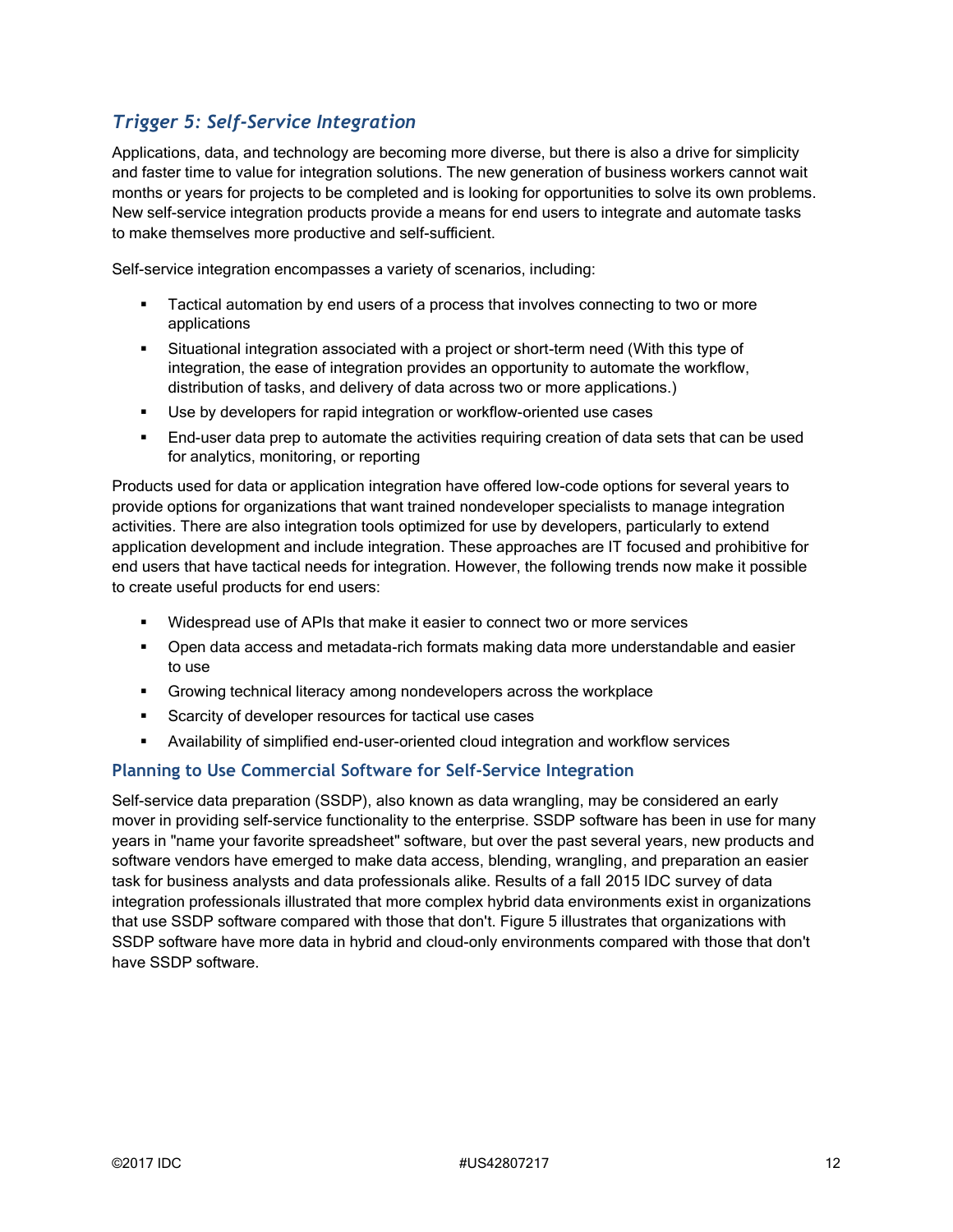### *Trigger 5: Self-Service Integration*

Applications, data, and technology are becoming more diverse, but there is also a drive for simplicity and faster time to value for integration solutions. The new generation of business workers cannot wait months or years for projects to be completed and is looking for opportunities to solve its own problems. New self-service integration products provide a means for end users to integrate and automate tasks to make themselves more productive and self-sufficient.

Self-service integration encompasses a variety of scenarios, including:

- Tactical automation by end users of a process that involves connecting to two or more applications
- Situational integration associated with a project or short-term need (With this type of integration, the ease of integration provides an opportunity to automate the workflow, distribution of tasks, and delivery of data across two or more applications.)
- Use by developers for rapid integration or workflow-oriented use cases
- End-user data prep to automate the activities requiring creation of data sets that can be used for analytics, monitoring, or reporting

Products used for data or application integration have offered low-code options for several years to provide options for organizations that want trained nondeveloper specialists to manage integration activities. There are also integration tools optimized for use by developers, particularly to extend application development and include integration. These approaches are IT focused and prohibitive for end users that have tactical needs for integration. However, the following trends now make it possible to create useful products for end users:

- Widespread use of APIs that make it easier to connect two or more services
- Open data access and metadata-rich formats making data more understandable and easier to use
- Growing technical literacy among nondevelopers across the workplace
- Scarcity of developer resources for tactical use cases
- Availability of simplified end-user-oriented cloud integration and workflow services

#### Planning to Use Commercial Software for Self-Service Integration

Self-service data preparation (SSDP), also known as data wrangling, may be considered an early mover in providing self-service functionality to the enterprise. SSDP software has been in use for many years in "name your favorite spreadsheet" software, but over the past several years, new products and software vendors have emerged to make data access, blending, wrangling, and preparation an easier task for business analysts and data professionals alike. Results of a fall 2015 IDC survey of data integration professionals illustrated that more complex hybrid data environments exist in organizations that use SSDP software compared with those that don't. Figure 5 illustrates that organizations with SSDP software have more data in hybrid and cloud-only environments compared with those that don't have SSDP software.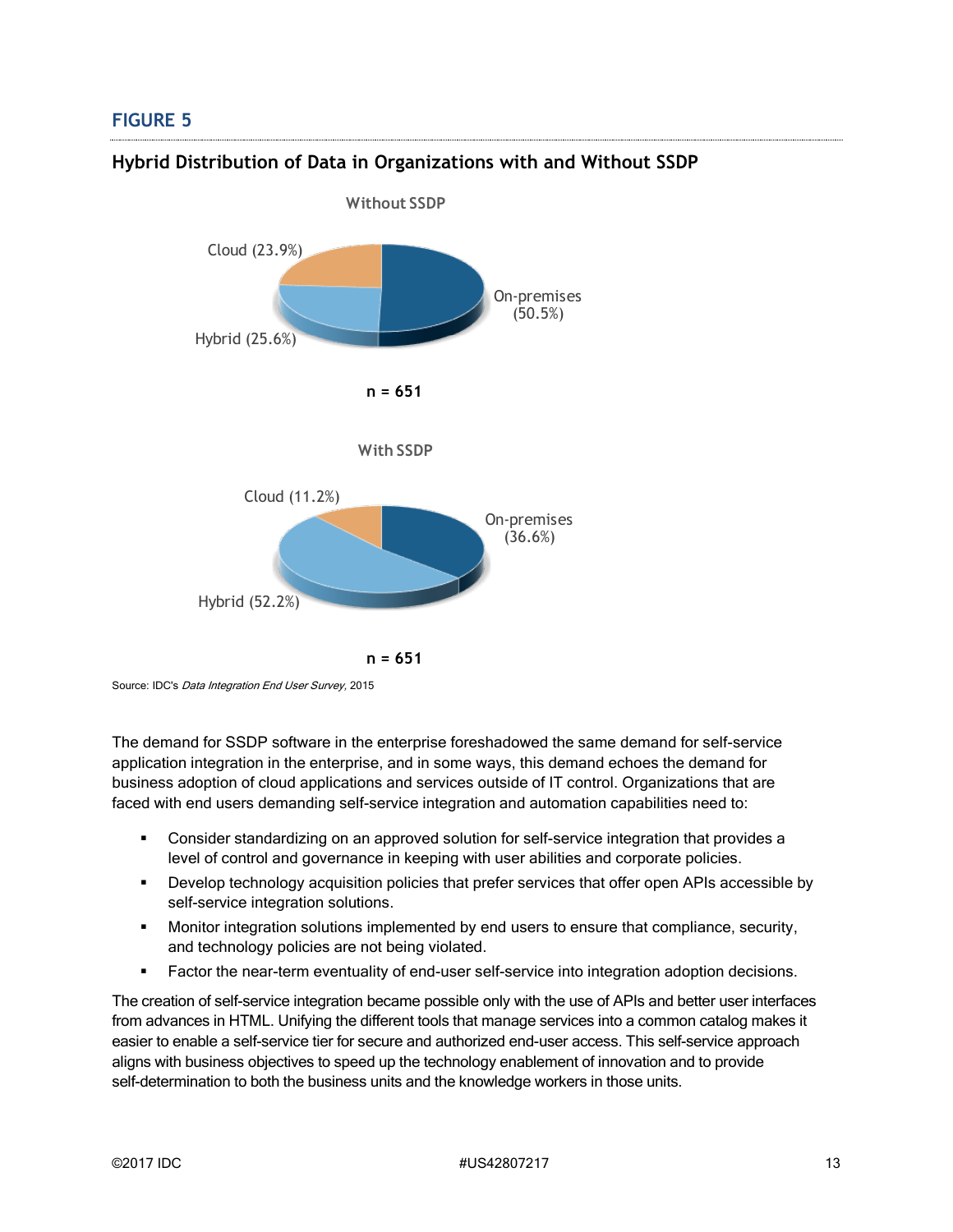## FIGURE 5

### Hybrid Distribution of Data in Organizations with and Without SSDP

Without SSDP

Cloud (23.9%)

On-premises (50.5%)

Hybrid (25.6%)

n = 651

With SSDP

Cloud (11.2%)

On-premises (36.6%)

Hybrid (52.2%)

n = 651

Source: IDC's *Data Integration End User Survey*, 2015

The demand for SSDP software in the enterprise foreshadowed the same demand for self-service application integration in the enterprise, and in some ways, this demand echoes the demand for business adoption of cloud applications and services outside of IT control. Organizations that are faced with end users demanding self-service integration and automation capabilities need to:

- Consider standardizing on an approved solution for self-service integration that provides a level of control and governance in keeping with user abilities and corporate policies.
- Develop technology acquisition policies that prefer services that offer open APIs accessible by self-service integration solutions.
- Monitor integration solutions implemented by end users to ensure that compliance, security, and technology policies are not being violated.
- Factor the near-term eventuality of end-user self-service into integration adoption decisions.

The creation of self-service integration became possible only with the use of APIs and better user interfaces from advances in HTML. Unifying the different tools that manage services into a common catalog makes it easier to enable a self-service tier for secure and authorized end-user access. This self-service approach aligns with business objectives to speed up the technology enablement of innovation and to provide self-determination to both the business units and the knowledge workers in those units.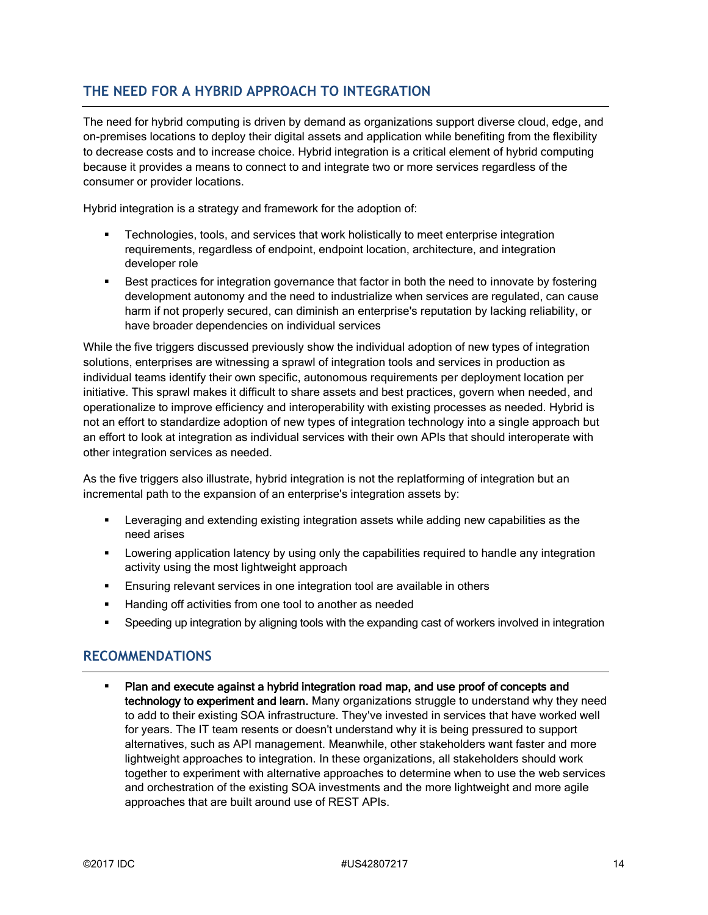## THE NEED FOR A HYBRID APPROACH TO INTEGRATION

The need for hybrid computing is driven by demand as organizations support diverse cloud, edge, and on-premises locations to deploy their digital assets and application while benefiting from the flexibility to decrease costs and to increase choice. Hybrid integration is a critical element of hybrid computing because it provides a means to connect to and integrate two or more services regardless of the consumer or provider locations.

Hybrid integration is a strategy and framework for the adoption of:

- Technologies, tools, and services that work holistically to meet enterprise integration requirements, regardless of endpoint, endpoint location, architecture, and integration developer role
- Best practices for integration governance that factor in both the need to innovate by fostering development autonomy and the need to industrialize when services are regulated, can cause harm if not properly secured, can diminish an enterprise's reputation by lacking reliability, or have broader dependencies on individual services

While the five triggers discussed previously show the individual adoption of new types of integration solutions, enterprises are witnessing a sprawl of integration tools and services in production as individual teams identify their own specific, autonomous requirements per deployment location per initiative. This sprawl makes it difficult to share assets and best practices, govern when needed, and operationalize to improve efficiency and interoperability with existing processes as needed. Hybrid is not an effort to standardize adoption of new types of integration technology into a single approach but an effort to look at integration as individual services with their own APIs that should interoperate with other integration services as needed.

As the five triggers also illustrate, hybrid integration is not the replatforming of integration but an incremental path to the expansion of an enterprise's integration assets by:

- Leveraging and extending existing integration assets while adding new capabilities as the need arises
- Lowering application latency by using only the capabilities required to handle any integration activity using the most lightweight approach
- Ensuring relevant services in one integration tool are available in others
- Handing off activities from one tool to another as needed
- Speeding up integration by aligning tools with the expanding cast of workers involved in integration

## RECOMMENDATIONS

- **Plan and execute against a hybrid integration road map, and use proof of concepts and technology to experiment and learn.** Many organizations struggle to understand why they need to add to their existing SOA infrastructure. They've invested in services that have worked well for years. The IT team resents or doesn't understand why it is being pressured to support alternatives, such as API management. Meanwhile, other stakeholders want faster and more lightweight approaches to integration. In these organizations, all stakeholders should work together to experiment with alternative approaches to determine when to use the web services and orchestration of the existing SOA investments and the more lightweight and more agile approaches that are built around use of REST APIs.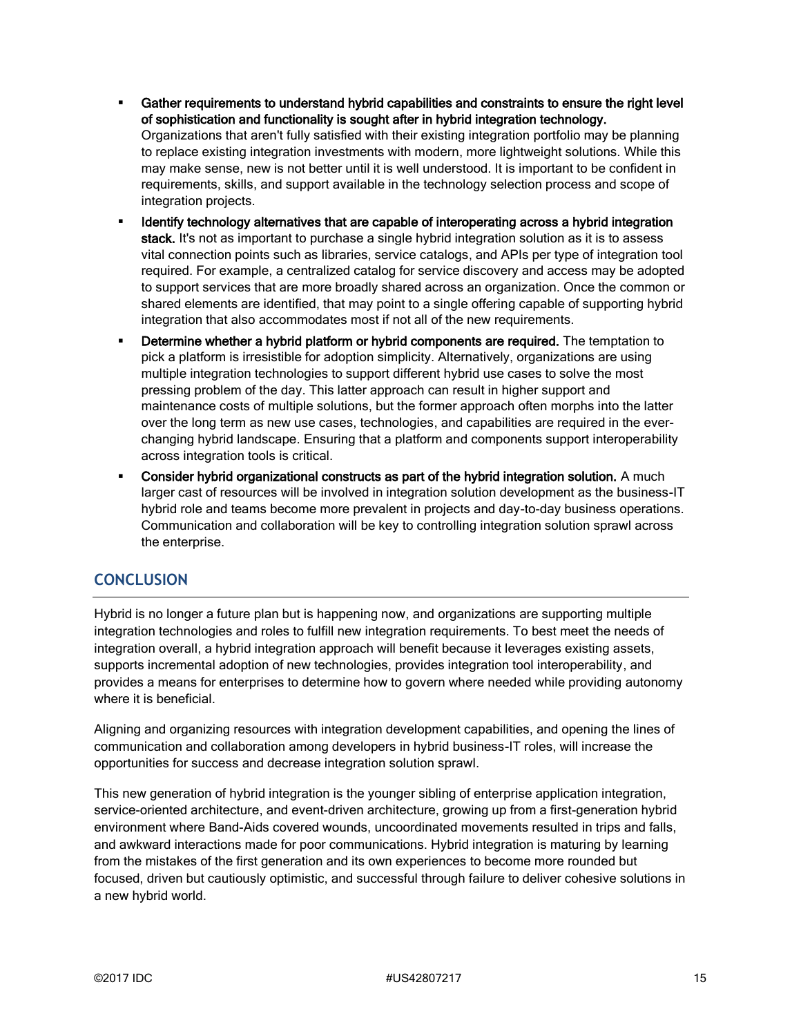- **Gather requirements to understand hybrid capabilities and constraints to ensure the right level of sophistication and functionality is sought after in hybrid integration technology.** Organizations that aren't fully satisfied with their existing integration portfolio may be planning to replace existing integration investments with modern, more lightweight solutions. While this may make sense, new is not better until it is well understood. It is important to be confident in requirements, skills, and support available in the technology selection process and scope of integration projects.
- **Identify technology alternatives that are capable of interoperating across a hybrid integration stack.** It's not as important to purchase a single hybrid integration solution as it is to assess vital connection points such as libraries, service catalogs, and APIs per type of integration tool required. For example, a centralized catalog for service discovery and access may be adopted to support services that are more broadly shared across an organization. Once the common or shared elements are identified, that may point to a single offering capable of supporting hybrid integration that also accommodates most if not all of the new requirements.
- **Determine whether a hybrid platform or hybrid components are required.** The temptation to pick a platform is irresistible for adoption simplicity. Alternatively, organizations are using multiple integration technologies to support different hybrid use cases to solve the most pressing problem of the day. This latter approach can result in higher support and maintenance costs of multiple solutions, but the former approach often morphs into the latter over the long term as new use cases, technologies, and capabilities are required in the ever-changing hybrid landscape. Ensuring that a platform and components support interoperability across integration tools is critical.
- **Consider hybrid organizational constructs as part of the hybrid integration solution.** A much larger cast of resources will be involved in integration solution development as the business-IT hybrid role and teams become more prevalent in projects and day-to-day business operations. Communication and collaboration will be key to controlling integration solution sprawl across the enterprise.

## CONCLUSION

Hybrid is no longer a future plan but is happening now, and organizations are supporting multiple integration technologies and roles to fulfill new integration requirements. To best meet the needs of integration overall, a hybrid integration approach will benefit because it leverages existing assets, supports incremental adoption of new technologies, provides integration tool interoperability, and provides a means for enterprises to determine how to govern where needed while providing autonomy where it is beneficial.

Aligning and organizing resources with integration development capabilities, and opening the lines of communication and collaboration among developers in hybrid business-IT roles, will increase the opportunities for success and decrease integration solution sprawl.

This new generation of hybrid integration is the younger sibling of enterprise application integration, service-oriented architecture, and event-driven architecture, growing up from a first-generation hybrid environment where Band-Aids covered wounds, uncoordinated movements resulted in trips and falls, and awkward interactions made for poor communications. Hybrid integration is maturing by learning from the mistakes of the first generation and its own experiences to become more rounded but focused, driven but cautiously optimistic, and successful through failure to deliver cohesive solutions in a new hybrid world.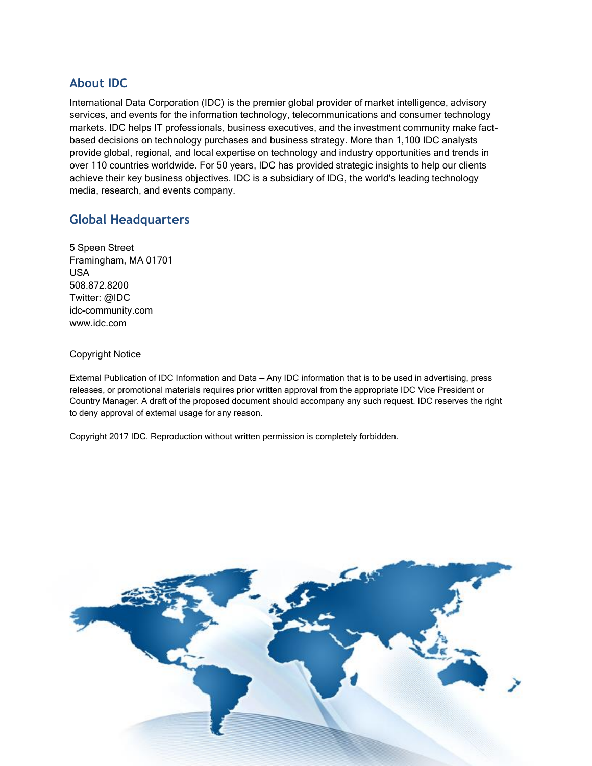## About IDC

International Data Corporation (IDC) is the premier global provider of market intelligence, advisory services, and events for the information technology, telecommunications and consumer technology markets. IDC helps IT professionals, business executives, and the investment community make fact-based decisions on technology purchases and business strategy. More than 1,100 IDC analysts provide global, regional, and local expertise on technology and industry opportunities and trends in over 110 countries worldwide. For 50 years, IDC has provided strategic insights to help our clients achieve their key business objectives. IDC is a subsidiary of IDG, the world's leading technology media, research, and events company.

## Global Headquarters

5 Speen Street
Framingham, MA 01701
USA
508.872.8200
Twitter: @IDC
idc-community.com
www.idc.com

---

Copyright Notice

External Publication of IDC Information and Data — Any IDC information that is to be used in advertising, press releases, or promotional materials requires prior written approval from the appropriate IDC Vice President or Country Manager. A draft of the proposed document should accompany any such request. IDC reserves the right to deny approval of external usage for any reason.

Copyright 2017 IDC. Reproduction without written permission is completely forbidden.